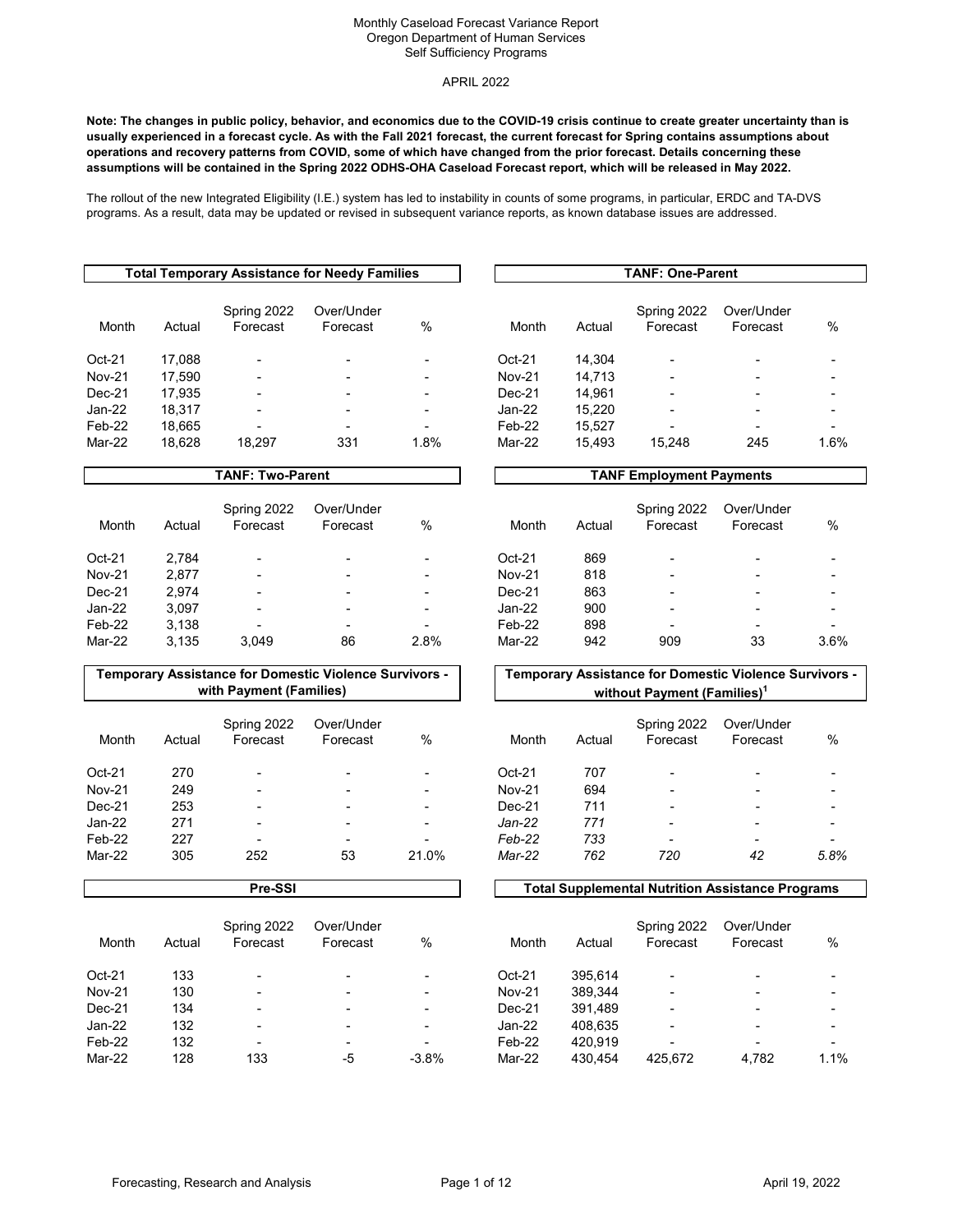Monthly Caseload Forecast Variance Report
Oregon Department of Human Services
Self Sufficiency Programs

APRIL 2022

**Note: The changes in public policy, behavior, and economics due to the COVID-19 crisis continue to create greater uncertainty than is usually experienced in a forecast cycle. As with the Fall 2021 forecast, the current forecast for Spring contains assumptions about operations and recovery patterns from COVID, some of which have changed from the prior forecast. Details concerning these assumptions will be contained in the Spring 2022 ODHS-OHA Caseload Forecast report, which will be released in May 2022.**

The rollout of the new Integrated Eligibility (I.E.) system has led to instability in counts of some programs, in particular, ERDC and TA-DVS programs. As a result, data may be updated or revised in subsequent variance reports, as known database issues are addressed.

**Total Temporary Assistance for Needy Families**

| Month | Actual | Spring 2022 Forecast | Over/Under Forecast | % |
|---|---|---|---|---|
| Oct-21 | 17,088 | - | - | - |
| Nov-21 | 17,590 | - | - | - |
| Dec-21 | 17,935 | - | - | - |
| Jan-22 | 18,317 | - | - | - |
| Feb-22 | 18,665 | - | - | - |
| Mar-22 | 18,628 | 18,297 | 331 | 1.8% |

**TANF: One-Parent**

| Month | Actual | Spring 2022 Forecast | Over/Under Forecast | % |
|---|---|---|---|---|
| Oct-21 | 14,304 | - | - | - |
| Nov-21 | 14,713 | - | - | - |
| Dec-21 | 14,961 | - | - | - |
| Jan-22 | 15,220 | - | - | - |
| Feb-22 | 15,527 | - | - | - |
| Mar-22 | 15,493 | 15,248 | 245 | 1.6% |

**TANF: Two-Parent**

| Month | Actual | Spring 2022 Forecast | Over/Under Forecast | % |
|---|---|---|---|---|
| Oct-21 | 2,784 | - | - | - |
| Nov-21 | 2,877 | - | - | - |
| Dec-21 | 2,974 | - | - | - |
| Jan-22 | 3,097 | - | - | - |
| Feb-22 | 3,138 | - | - | - |
| Mar-22 | 3,135 | 3,049 | 86 | 2.8% |

**TANF Employment Payments**

| Month | Actual | Spring 2022 Forecast | Over/Under Forecast | % |
|---|---|---|---|---|
| Oct-21 | 869 | - | - | - |
| Nov-21 | 818 | - | - | - |
| Dec-21 | 863 | - | - | - |
| Jan-22 | 900 | - | - | - |
| Feb-22 | 898 | - | - | - |
| Mar-22 | 942 | 909 | 33 | 3.6% |

**Temporary Assistance for Domestic Violence Survivors - with Payment (Families)**

| Month | Actual | Spring 2022 Forecast | Over/Under Forecast | % |
|---|---|---|---|---|
| Oct-21 | 270 | - | - | - |
| Nov-21 | 249 | - | - | - |
| Dec-21 | 253 | - | - | - |
| Jan-22 | 271 | - | - | - |
| Feb-22 | 227 | - | - | - |
| Mar-22 | 305 | 252 | 53 | 21.0% |

**Temporary Assistance for Domestic Violence Survivors - without Payment (Families)[1]**

| Month | Actual | Spring 2022 Forecast | Over/Under Forecast | % |
|---|---|---|---|---|
| Oct-21 | 707 | - | - | - |
| Nov-21 | 694 | - | - | - |
| Dec-21 | 711 | - | - | - |
| *Jan-22* | *771* | - | - | - |
| *Feb-22* | *733* | - | - | - |
| *Mar-22* | *762* | *720* | *42* | *5.8%* |

**Pre-SSI**

| Month | Actual | Spring 2022 Forecast | Over/Under Forecast | % |
|---|---|---|---|---|
| Oct-21 | 133 | - | - | - |
| Nov-21 | 130 | - | - | - |
| Dec-21 | 134 | - | - | - |
| Jan-22 | 132 | - | - | - |
| Feb-22 | 132 | - | - | - |
| Mar-22 | 128 | 133 | -5 | -3.8% |

**Total Supplemental Nutrition Assistance Programs**

| Month | Actual | Spring 2022 Forecast | Over/Under Forecast | % |
|---|---|---|---|---|
| Oct-21 | 395,614 | - | - | - |
| Nov-21 | 389,344 | - | - | - |
| Dec-21 | 391,489 | - | - | - |
| Jan-22 | 408,635 | - | - | - |
| Feb-22 | 420,919 | - | - | - |
| Mar-22 | 430,454 | 425,672 | 4,782 | 1.1% |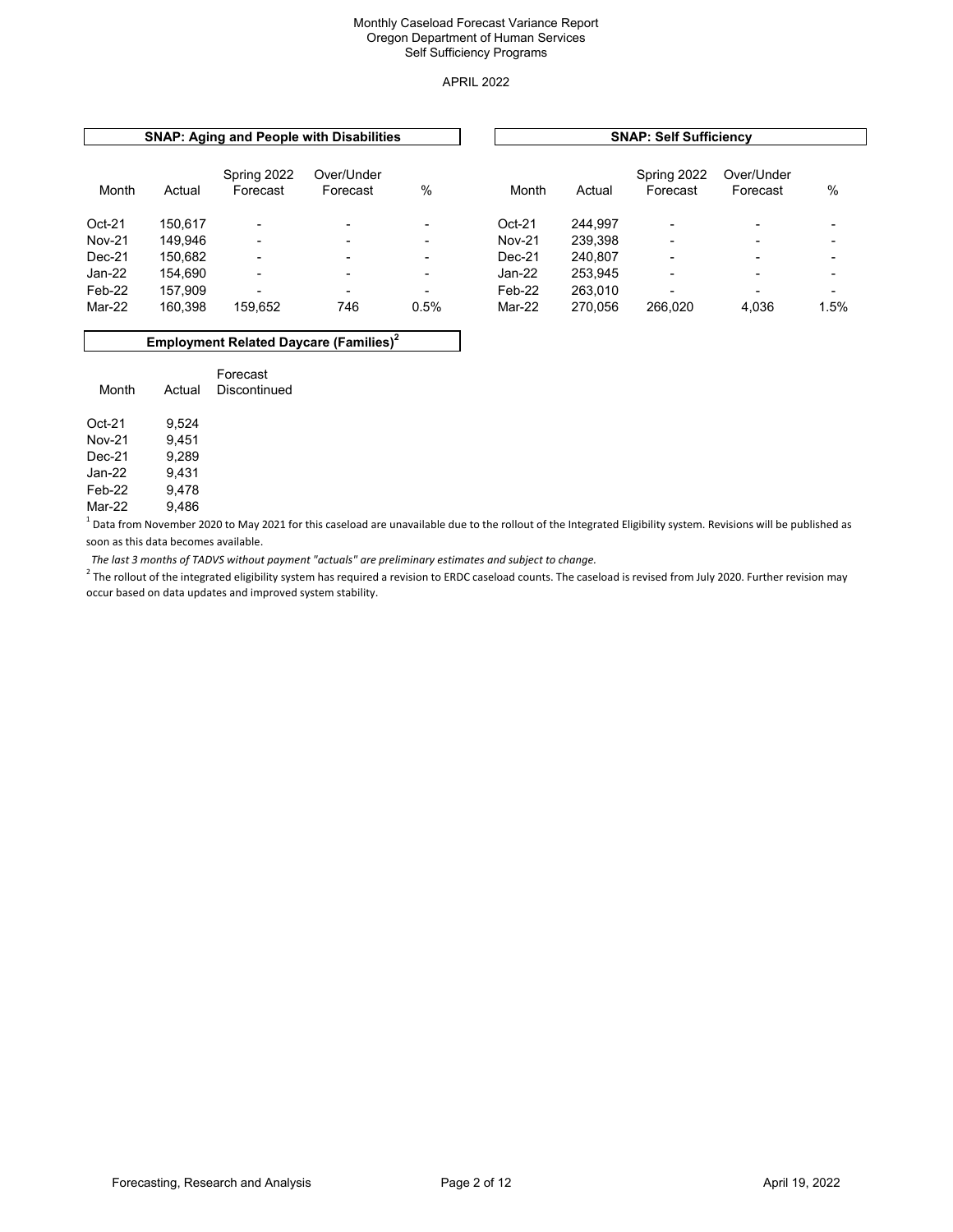Monthly Caseload Forecast Variance Report
Oregon Department of Human Services
Self Sufficiency Programs

APRIL 2022

**SNAP: Aging and People with Disabilities**

| Month | Actual | Spring 2022 Forecast | Over/Under Forecast | % |
|---|---|---|---|---|
| Oct-21 | 150,617 | - | - | - |
| Nov-21 | 149,946 | - | - | - |
| Dec-21 | 150,682 | - | - | - |
| Jan-22 | 154,690 | - | - | - |
| Feb-22 | 157,909 | - | - | - |
| Mar-22 | 160,398 | 159,652 | 746 | 0.5% |

**SNAP: Self Sufficiency**

| Month | Actual | Spring 2022 Forecast | Over/Under Forecast | % |
|---|---|---|---|---|
| Oct-21 | 244,997 | - | - | - |
| Nov-21 | 239,398 | - | - | - |
| Dec-21 | 240,807 | - | - | - |
| Jan-22 | 253,945 | - | - | - |
| Feb-22 | 263,010 | - | - | - |
| Mar-22 | 270,056 | 266,020 | 4,036 | 1.5% |

**Employment Related Daycare (Families)[2]**

| Month | Actual | Forecast Discontinued |
|---|---|---|
| Oct-21 | 9,524 | |
| Nov-21 | 9,451 | |
| Dec-21 | 9,289 | |
| Jan-22 | 9,431 | |
| Feb-22 | 9,478 | |
| Mar-22 | 9,486 | |

[1] Data from November 2020 to May 2021 for this caseload are unavailable due to the rollout of the Integrated Eligibility system. Revisions will be published as soon as this data becomes available.

*The last 3 months of TADVS without payment "actuals" are preliminary estimates and subject to change.*

[2] The rollout of the integrated eligibility system has required a revision to ERDC caseload counts. The caseload is revised from July 2020. Further revision may occur based on data updates and improved system stability.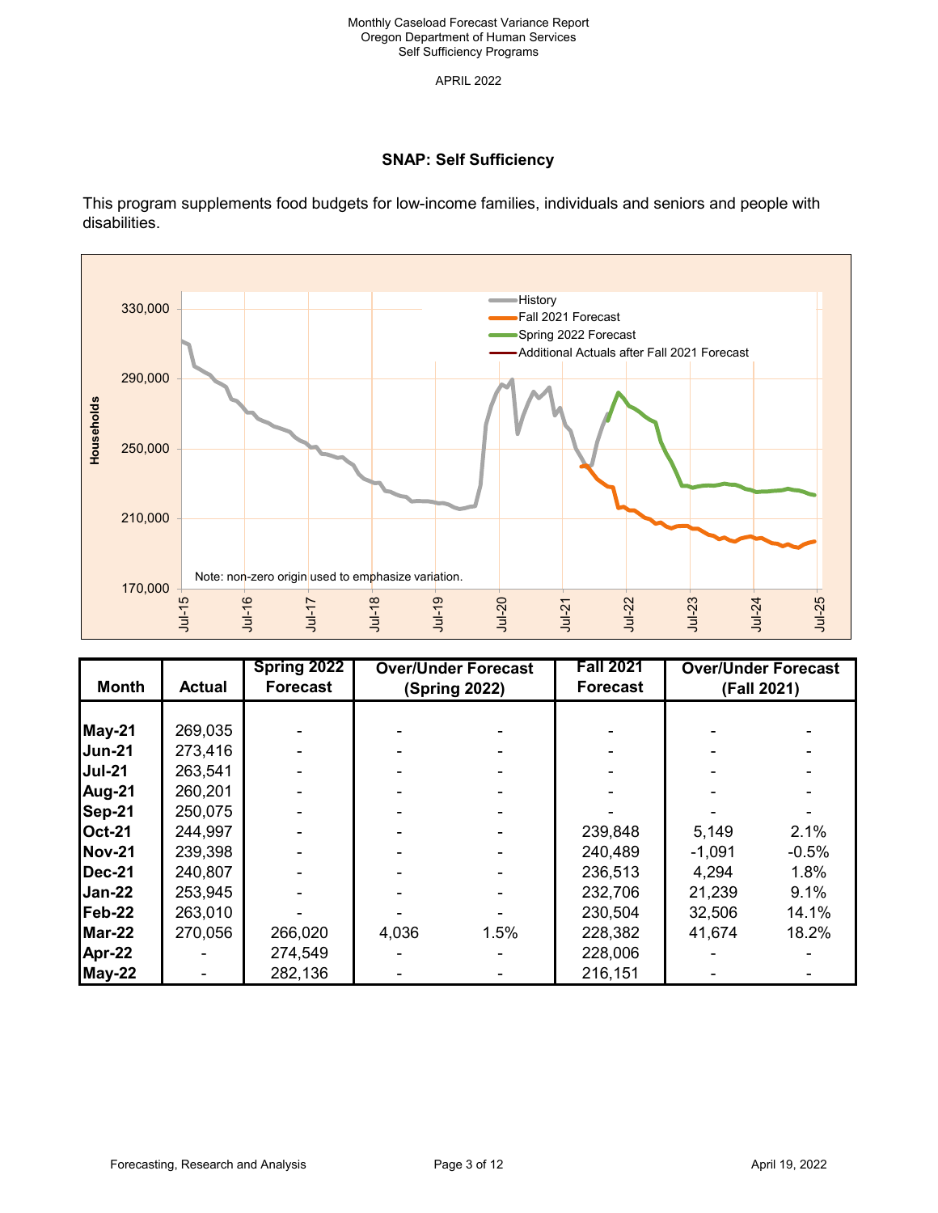Monthly Caseload Forecast Variance Report
Oregon Department of Human Services
Self Sufficiency Programs

APRIL 2022

## SNAP: Self Sufficiency

This program supplements food budgets for low-income families, individuals and seniors and people with disabilities.

| Month | Actual | Spring 2022 Forecast | Over/Under Forecast (Spring 2022) | | Fall 2021 Forecast | Over/Under Forecast (Fall 2021) | |
|---|---|---|---|---|---|---|---|
| May-21 | 269,035 | - | - | - | - | - | - |
| Jun-21 | 273,416 | - | - | - | - | - | - |
| Jul-21 | 263,541 | - | - | - | - | - | - |
| Aug-21 | 260,201 | - | - | - | - | - | - |
| Sep-21 | 250,075 | - | - | - | - | - | - |
| Oct-21 | 244,997 | - | - | - | 239,848 | 5,149 | 2.1% |
| Nov-21 | 239,398 | - | - | - | 240,489 | -1,091 | -0.5% |
| Dec-21 | 240,807 | - | - | - | 236,513 | 4,294 | 1.8% |
| Jan-22 | 253,945 | - | - | - | 232,706 | 21,239 | 9.1% |
| Feb-22 | 263,010 | - | - | - | 230,504 | 32,506 | 14.1% |
| Mar-22 | 270,056 | 266,020 | 4,036 | 1.5% | 228,382 | 41,674 | 18.2% |
| Apr-22 | - | 274,549 | - | - | 228,006 | - | - |
| May-22 | - | 282,136 | - | - | 216,151 | - | - |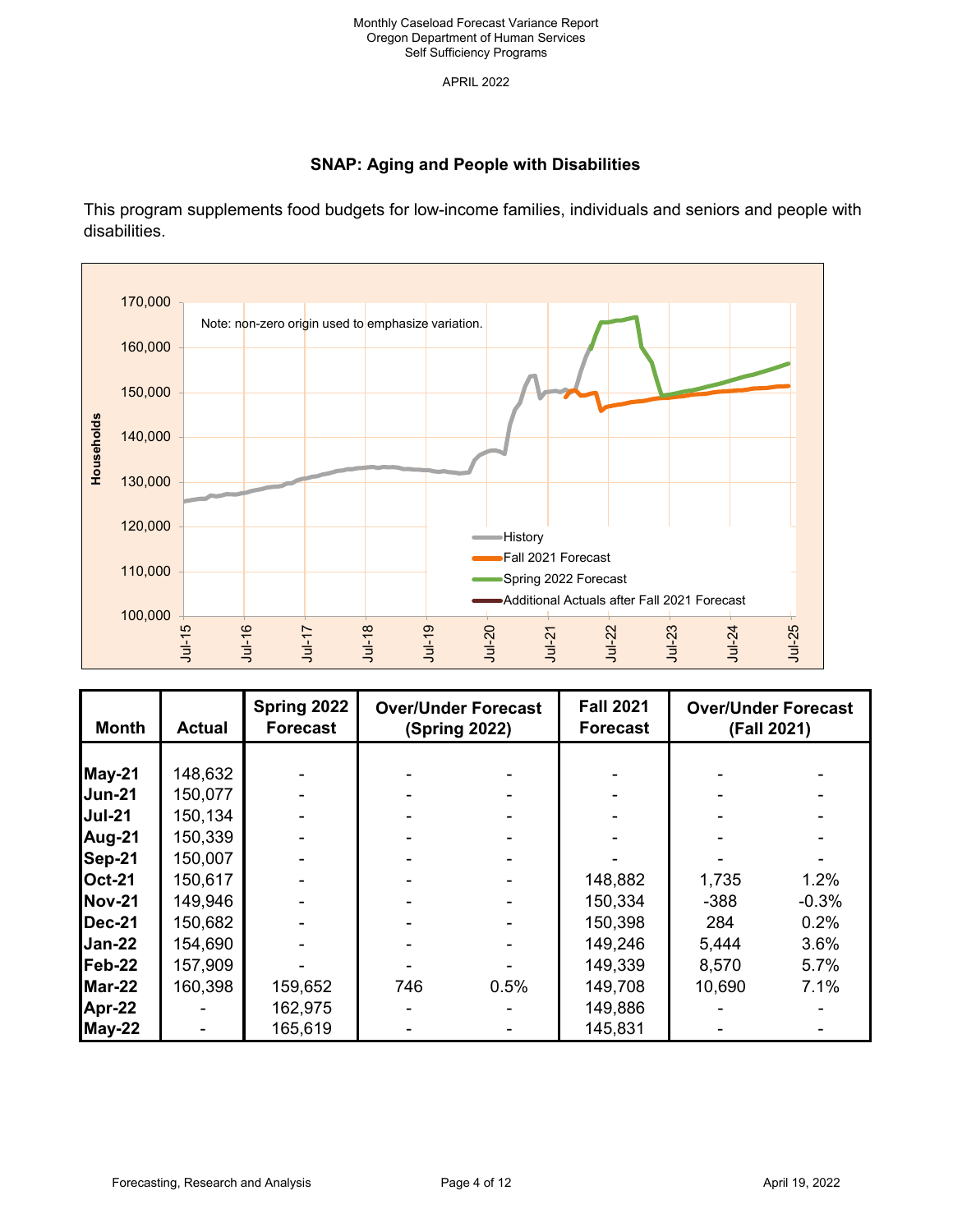Monthly Caseload Forecast Variance Report
Oregon Department of Human Services
Self Sufficiency Programs

APRIL 2022

## SNAP: Aging and People with Disabilities

This program supplements food budgets for low-income families, individuals and seniors and people with disabilities.

| Month | Actual | Spring 2022 Forecast | Over/Under Forecast (Spring 2022) | | Fall 2021 Forecast | Over/Under Forecast (Fall 2021) | |
|---|---|---|---|---|---|---|---|
| May-21 | 148,632 | - | - | - | - | - | - |
| Jun-21 | 150,077 | - | - | - | - | - | - |
| Jul-21 | 150,134 | - | - | - | - | - | - |
| Aug-21 | 150,339 | - | - | - | - | - | - |
| Sep-21 | 150,007 | - | - | - | - | - | - |
| Oct-21 | 150,617 | - | - | - | 148,882 | 1,735 | 1.2% |
| Nov-21 | 149,946 | - | - | - | 150,334 | -388 | -0.3% |
| Dec-21 | 150,682 | - | - | - | 150,398 | 284 | 0.2% |
| Jan-22 | 154,690 | - | - | - | 149,246 | 5,444 | 3.6% |
| Feb-22 | 157,909 | - | - | - | 149,339 | 8,570 | 5.7% |
| Mar-22 | 160,398 | 159,652 | 746 | 0.5% | 149,708 | 10,690 | 7.1% |
| Apr-22 | - | 162,975 | - | - | 149,886 | - | - |
| May-22 | - | 165,619 | - | - | 145,831 | - | - |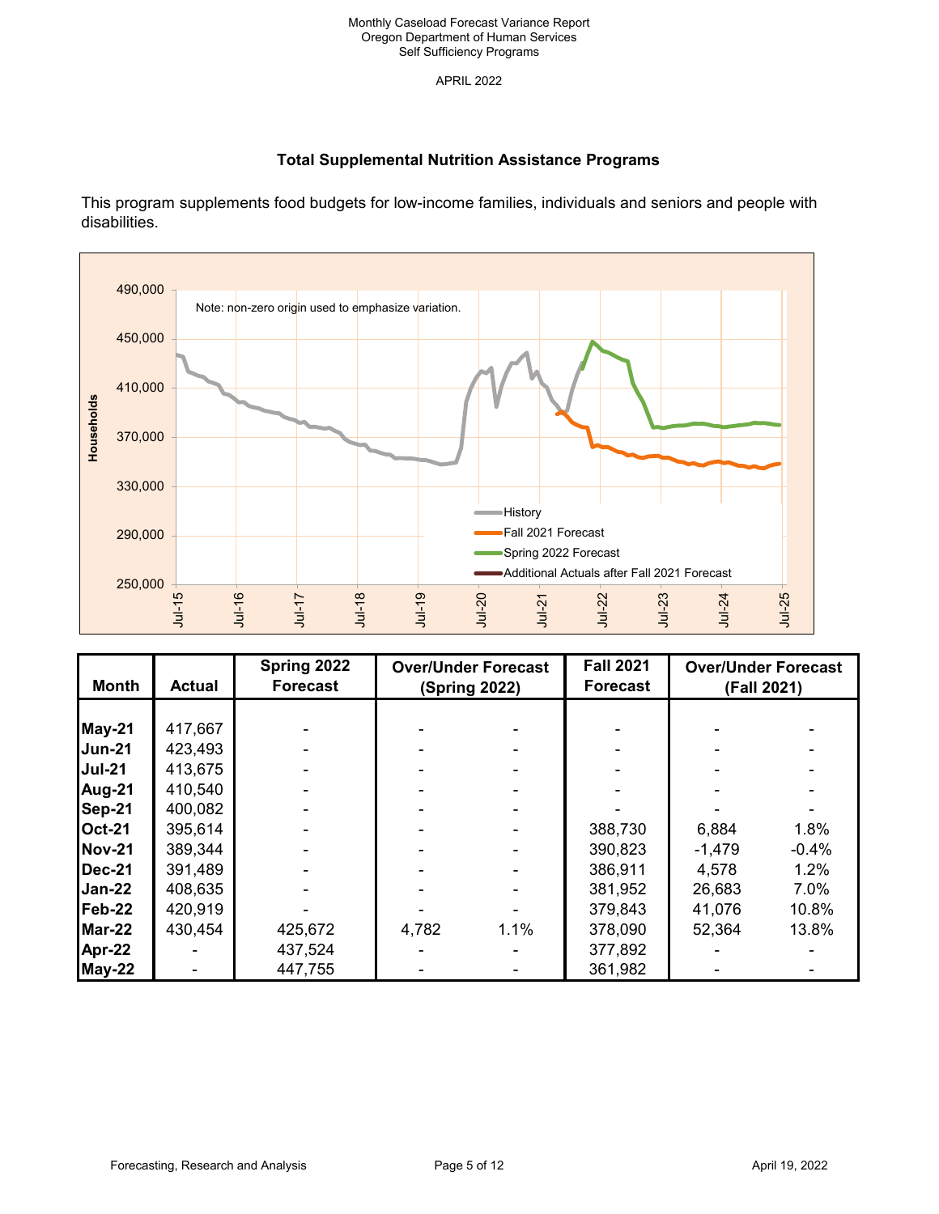Monthly Caseload Forecast Variance Report
Oregon Department of Human Services
Self Sufficiency Programs

APRIL 2022

## Total Supplemental Nutrition Assistance Programs

This program supplements food budgets for low-income families, individuals and seniors and people with disabilities.

| Month | Actual | Spring 2022 Forecast | Over/Under Forecast (Spring 2022) | | Fall 2021 Forecast | Over/Under Forecast (Fall 2021) | |
|---|---|---|---|---|---|---|---|
| May-21 | 417,667 | - | - | - | - | - | - |
| Jun-21 | 423,493 | - | - | - | - | - | - |
| Jul-21 | 413,675 | - | - | - | - | - | - |
| Aug-21 | 410,540 | - | - | - | - | - | - |
| Sep-21 | 400,082 | - | - | - | - | - | - |
| Oct-21 | 395,614 | - | - | - | 388,730 | 6,884 | 1.8% |
| Nov-21 | 389,344 | - | - | - | 390,823 | -1,479 | -0.4% |
| Dec-21 | 391,489 | - | - | - | 386,911 | 4,578 | 1.2% |
| Jan-22 | 408,635 | - | - | - | 381,952 | 26,683 | 7.0% |
| Feb-22 | 420,919 | - | - | - | 379,843 | 41,076 | 10.8% |
| Mar-22 | 430,454 | 425,672 | 4,782 | 1.1% | 378,090 | 52,364 | 13.8% |
| Apr-22 | - | 437,524 | - | - | 377,892 | - | - |
| May-22 | - | 447,755 | - | - | 361,982 | - | - |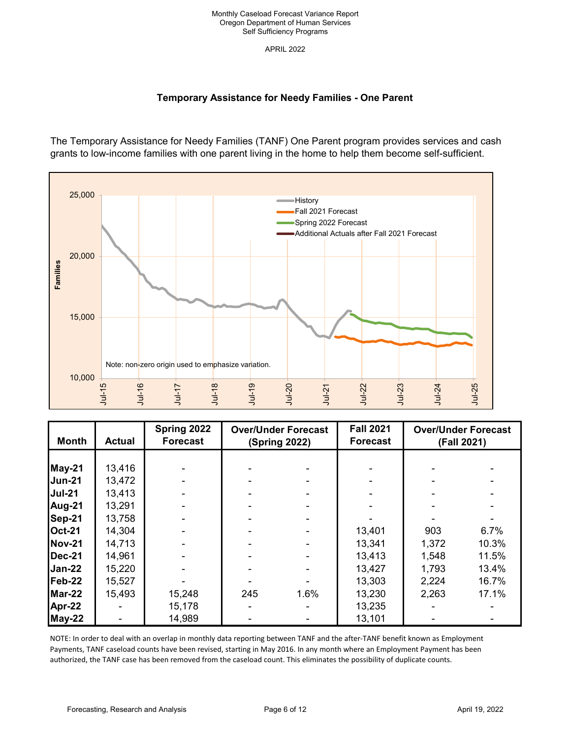Monthly Caseload Forecast Variance Report
Oregon Department of Human Services
Self Sufficiency Programs

APRIL 2022

## Temporary Assistance for Needy Families - One Parent

The Temporary Assistance for Needy Families (TANF) One Parent program provides services and cash grants to low-income families with one parent living in the home to help them become self-sufficient.

| Month | Actual | Spring 2022 Forecast | Over/Under Forecast (Spring 2022) | | Fall 2021 Forecast | Over/Under Forecast (Fall 2021) | |
|---|---|---|---|---|---|---|---|
| May-21 | 13,416 | - | - | - | - | - | - |
| Jun-21 | 13,472 | - | - | - | - | - | - |
| Jul-21 | 13,413 | - | - | - | - | - | - |
| Aug-21 | 13,291 | - | - | - | - | - | - |
| Sep-21 | 13,758 | - | - | - | - | - | - |
| Oct-21 | 14,304 | - | - | - | 13,401 | 903 | 6.7% |
| Nov-21 | 14,713 | - | - | - | 13,341 | 1,372 | 10.3% |
| Dec-21 | 14,961 | - | - | - | 13,413 | 1,548 | 11.5% |
| Jan-22 | 15,220 | - | - | - | 13,427 | 1,793 | 13.4% |
| Feb-22 | 15,527 | - | - | - | 13,303 | 2,224 | 16.7% |
| Mar-22 | 15,493 | 15,248 | 245 | 1.6% | 13,230 | 2,263 | 17.1% |
| Apr-22 | - | 15,178 | - | - | 13,235 | - | - |
| May-22 | - | 14,989 | - | - | 13,101 | - | - |

NOTE: In order to deal with an overlap in monthly data reporting between TANF and the after-TANF benefit known as Employment Payments, TANF caseload counts have been revised, starting in May 2016. In any month where an Employment Payment has been authorized, the TANF case has been removed from the caseload count. This eliminates the possibility of duplicate counts.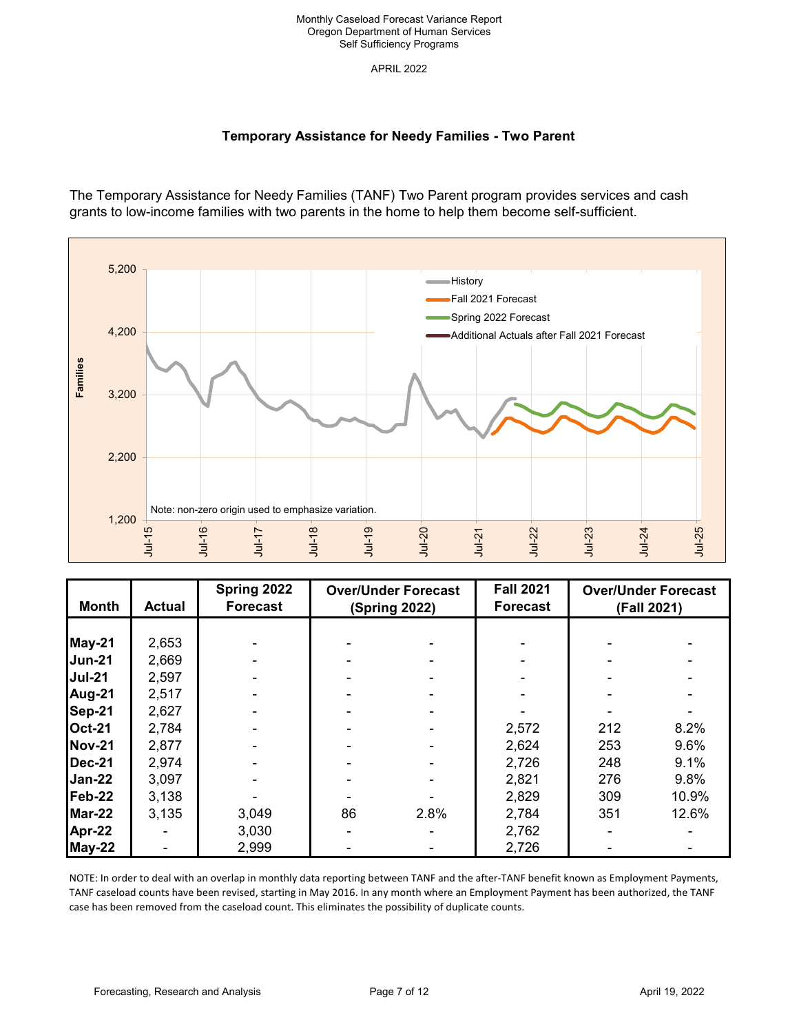Monthly Caseload Forecast Variance Report
Oregon Department of Human Services
Self Sufficiency Programs

APRIL 2022

## Temporary Assistance for Needy Families - Two Parent

The Temporary Assistance for Needy Families (TANF) Two Parent program provides services and cash grants to low-income families with two parents in the home to help them become self-sufficient.

| Month | Actual | Spring 2022 Forecast | Over/Under Forecast (Spring 2022) | | Fall 2021 Forecast | Over/Under Forecast (Fall 2021) | |
|---|---|---|---|---|---|---|---|
| May-21 | 2,653 | - | - | - | - | - | - |
| Jun-21 | 2,669 | - | - | - | - | - | - |
| Jul-21 | 2,597 | - | - | - | - | - | - |
| Aug-21 | 2,517 | - | - | - | - | - | - |
| Sep-21 | 2,627 | - | - | - | - | - | - |
| Oct-21 | 2,784 | - | - | - | 2,572 | 212 | 8.2% |
| Nov-21 | 2,877 | - | - | - | 2,624 | 253 | 9.6% |
| Dec-21 | 2,974 | - | - | - | 2,726 | 248 | 9.1% |
| Jan-22 | 3,097 | - | - | - | 2,821 | 276 | 9.8% |
| Feb-22 | 3,138 | - | - | - | 2,829 | 309 | 10.9% |
| Mar-22 | 3,135 | 3,049 | 86 | 2.8% | 2,784 | 351 | 12.6% |
| Apr-22 | - | 3,030 | - | - | 2,762 | - | - |
| May-22 | - | 2,999 | - | - | 2,726 | - | - |

NOTE: In order to deal with an overlap in monthly data reporting between TANF and the after-TANF benefit known as Employment Payments, TANF caseload counts have been revised, starting in May 2016. In any month where an Employment Payment has been authorized, the TANF case has been removed from the caseload count. This eliminates the possibility of duplicate counts.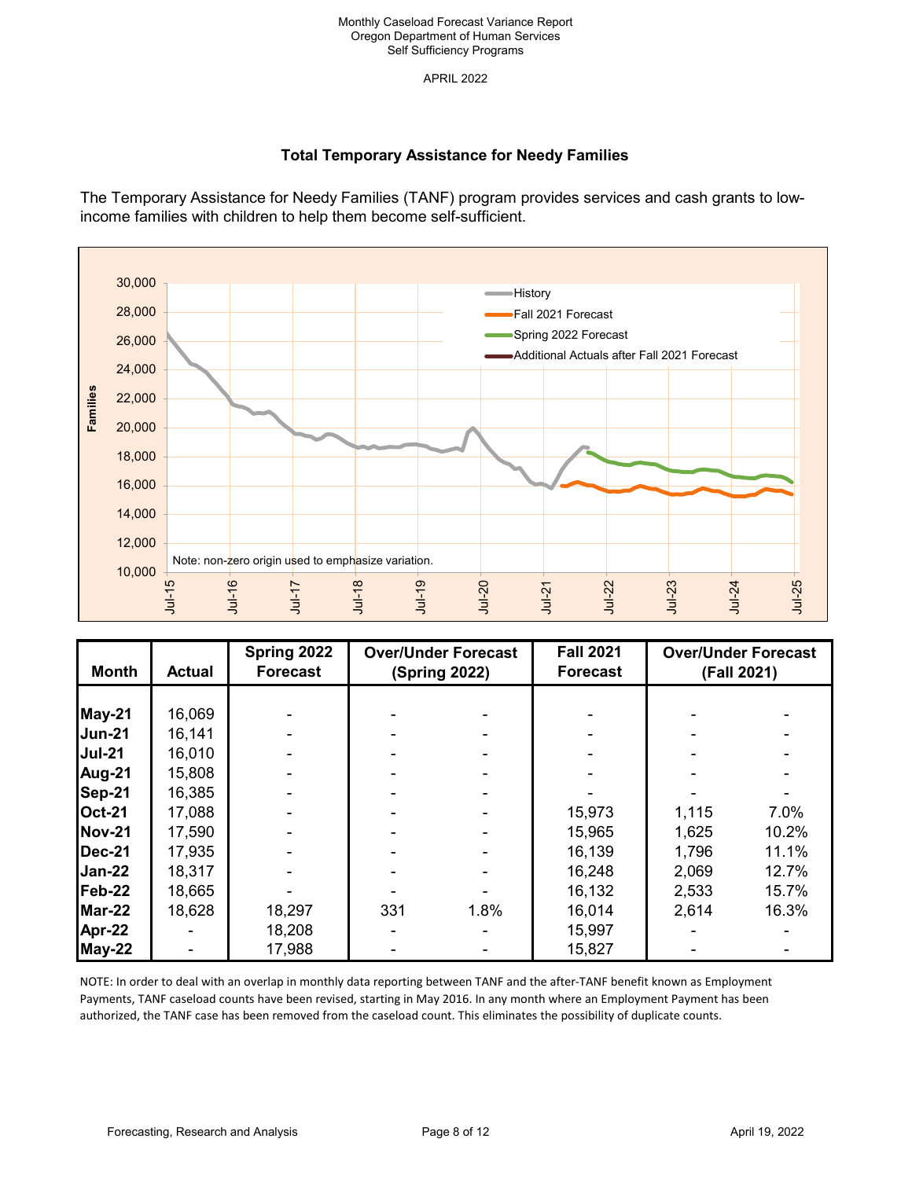Monthly Caseload Forecast Variance Report
Oregon Department of Human Services
Self Sufficiency Programs

APRIL 2022

## Total Temporary Assistance for Needy Families

The Temporary Assistance for Needy Families (TANF) program provides services and cash grants to low-income families with children to help them become self-sufficient.

| Month | Actual | Spring 2022 Forecast | Over/Under Forecast (Spring 2022) | | Fall 2021 Forecast | Over/Under Forecast (Fall 2021) | |
|---|---|---|---|---|---|---|---|
| May-21 | 16,069 | - | - | - | - | - | - |
| Jun-21 | 16,141 | - | - | - | - | - | - |
| Jul-21 | 16,010 | - | - | - | - | - | - |
| Aug-21 | 15,808 | - | - | - | - | - | - |
| Sep-21 | 16,385 | - | - | - | - | - | - |
| Oct-21 | 17,088 | - | - | - | 15,973 | 1,115 | 7.0% |
| Nov-21 | 17,590 | - | - | - | 15,965 | 1,625 | 10.2% |
| Dec-21 | 17,935 | - | - | - | 16,139 | 1,796 | 11.1% |
| Jan-22 | 18,317 | - | - | - | 16,248 | 2,069 | 12.7% |
| Feb-22 | 18,665 | - | - | - | 16,132 | 2,533 | 15.7% |
| Mar-22 | 18,628 | 18,297 | 331 | 1.8% | 16,014 | 2,614 | 16.3% |
| Apr-22 | - | 18,208 | - | - | 15,997 | - | - |
| May-22 | - | 17,988 | - | - | 15,827 | - | - |

NOTE: In order to deal with an overlap in monthly data reporting between TANF and the after-TANF benefit known as Employment Payments, TANF caseload counts have been revised, starting in May 2016. In any month where an Employment Payment has been authorized, the TANF case has been removed from the caseload count. This eliminates the possibility of duplicate counts.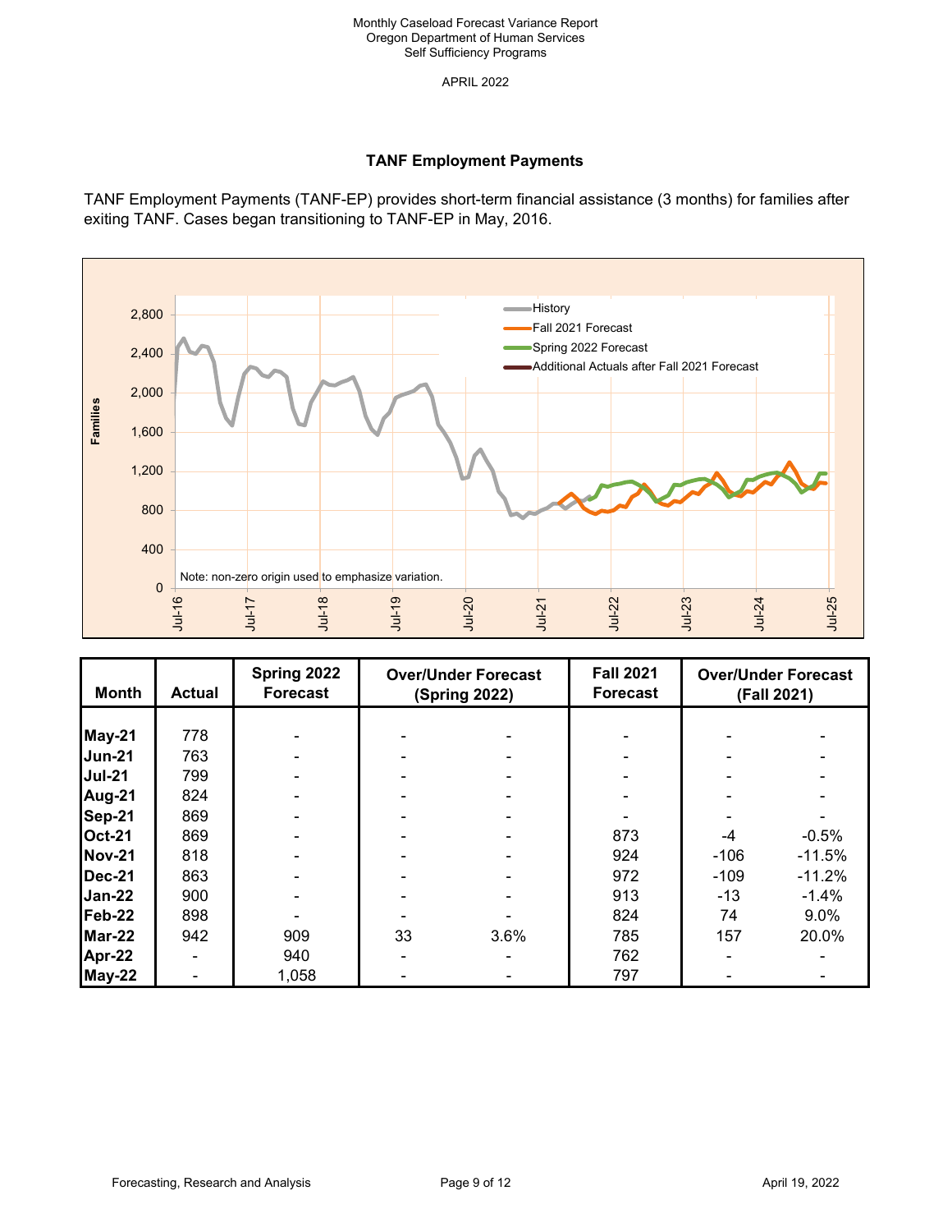Monthly Caseload Forecast Variance Report
Oregon Department of Human Services
Self Sufficiency Programs

APRIL 2022

## TANF Employment Payments

TANF Employment Payments (TANF-EP) provides short-term financial assistance (3 months) for families after exiting TANF. Cases began transitioning to TANF-EP in May, 2016.

| Month | Actual | Spring 2022 Forecast | Over/Under Forecast (Spring 2022) | | Fall 2021 Forecast | Over/Under Forecast (Fall 2021) | |
|---|---|---|---|---|---|---|---|
| May-21 | 778 | - | - | - | - | - | - |
| Jun-21 | 763 | - | - | - | - | - | - |
| Jul-21 | 799 | - | - | - | - | - | - |
| Aug-21 | 824 | - | - | - | - | - | - |
| Sep-21 | 869 | - | - | - | - | - | - |
| Oct-21 | 869 | - | - | - | 873 | -4 | -0.5% |
| Nov-21 | 818 | - | - | - | 924 | -106 | -11.5% |
| Dec-21 | 863 | - | - | - | 972 | -109 | -11.2% |
| Jan-22 | 900 | - | - | - | 913 | -13 | -1.4% |
| Feb-22 | 898 | - | - | - | 824 | 74 | 9.0% |
| Mar-22 | 942 | 909 | 33 | 3.6% | 785 | 157 | 20.0% |
| Apr-22 | - | 940 | - | - | 762 | - | - |
| May-22 | - | 1,058 | - | - | 797 | - | - |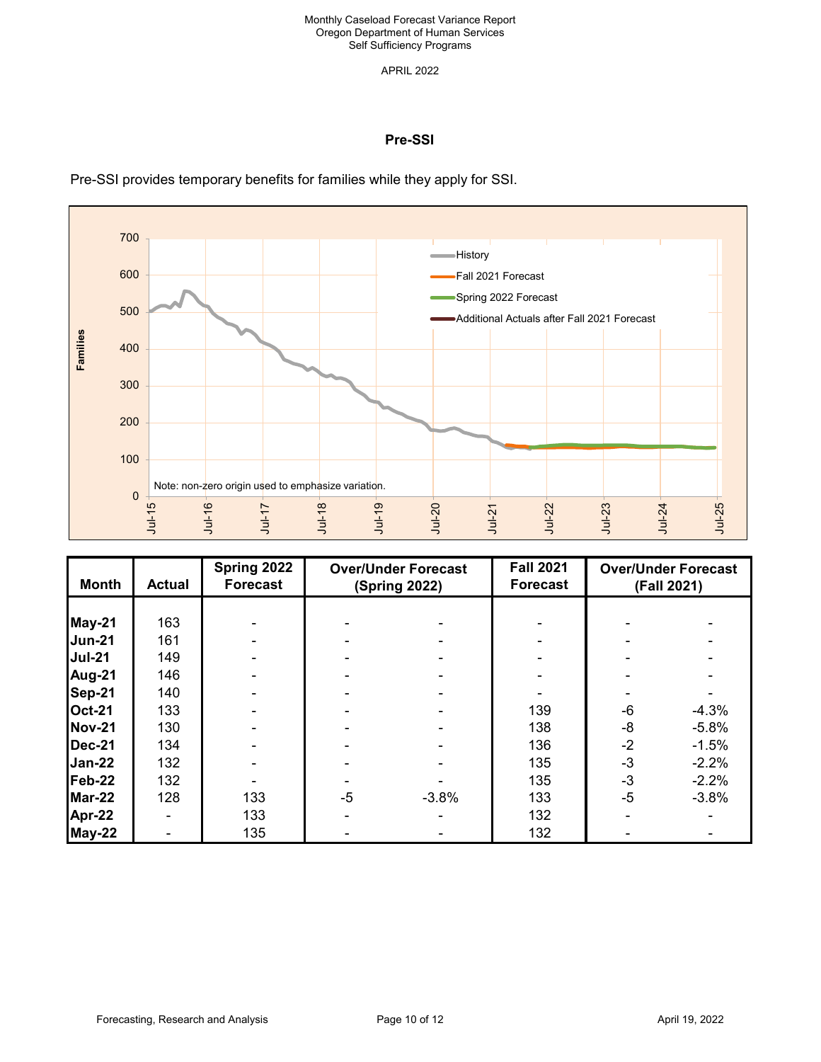Monthly Caseload Forecast Variance Report
Oregon Department of Human Services
Self Sufficiency Programs

APRIL 2022

## Pre-SSI

Pre-SSI provides temporary benefits for families while they apply for SSI.

| Month | Actual | Spring 2022 Forecast | Over/Under Forecast (Spring 2022) | | Fall 2021 Forecast | Over/Under Forecast (Fall 2021) | |
|---|---|---|---|---|---|---|---|
| May-21 | 163 | - | - | - | - | - | - |
| Jun-21 | 161 | - | - | - | - | - | - |
| Jul-21 | 149 | - | - | - | - | - | - |
| Aug-21 | 146 | - | - | - | - | - | - |
| Sep-21 | 140 | - | - | - | - | - | - |
| Oct-21 | 133 | - | - | - | 139 | -6 | -4.3% |
| Nov-21 | 130 | - | - | - | 138 | -8 | -5.8% |
| Dec-21 | 134 | - | - | - | 136 | -2 | -1.5% |
| Jan-22 | 132 | - | - | - | 135 | -3 | -2.2% |
| Feb-22 | 132 | - | - | - | 135 | -3 | -2.2% |
| Mar-22 | 128 | 133 | -5 | -3.8% | 133 | -5 | -3.8% |
| Apr-22 | - | 133 | - | - | 132 | - | - |
| May-22 | - | 135 | - | - | 132 | - | - |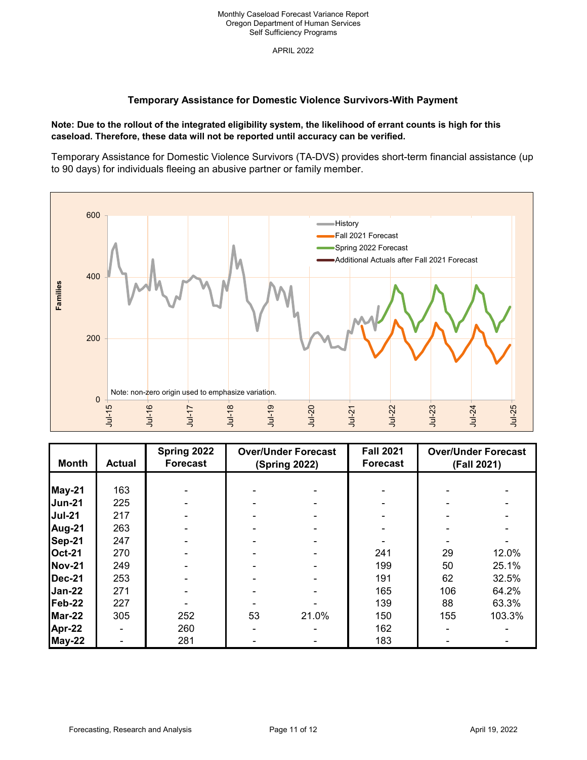Monthly Caseload Forecast Variance Report
Oregon Department of Human Services
Self Sufficiency Programs

APRIL 2022

## Temporary Assistance for Domestic Violence Survivors-With Payment

**Note: Due to the rollout of the integrated eligibility system, the likelihood of errant counts is high for this caseload. Therefore, these data will not be reported until accuracy can be verified.**

Temporary Assistance for Domestic Violence Survivors (TA-DVS) provides short-term financial assistance (up to 90 days) for individuals fleeing an abusive partner or family member.

| Month | Actual | Spring 2022 Forecast | Over/Under Forecast (Spring 2022) | | Fall 2021 Forecast | Over/Under Forecast (Fall 2021) | |
|---|---|---|---|---|---|---|---|
| May-21 | 163 | - | - | - | - | - | - |
| Jun-21 | 225 | - | - | - | - | - | - |
| Jul-21 | 217 | - | - | - | - | - | - |
| Aug-21 | 263 | - | - | - | - | - | - |
| Sep-21 | 247 | - | - | - | - | - | - |
| Oct-21 | 270 | - | - | - | 241 | 29 | 12.0% |
| Nov-21 | 249 | - | - | - | 199 | 50 | 25.1% |
| Dec-21 | 253 | - | - | - | 191 | 62 | 32.5% |
| Jan-22 | 271 | - | - | - | 165 | 106 | 64.2% |
| Feb-22 | 227 | - | - | - | 139 | 88 | 63.3% |
| Mar-22 | 305 | 252 | 53 | 21.0% | 150 | 155 | 103.3% |
| Apr-22 | - | 260 | - | - | 162 | - | - |
| May-22 | - | 281 | - | - | 183 | - | - |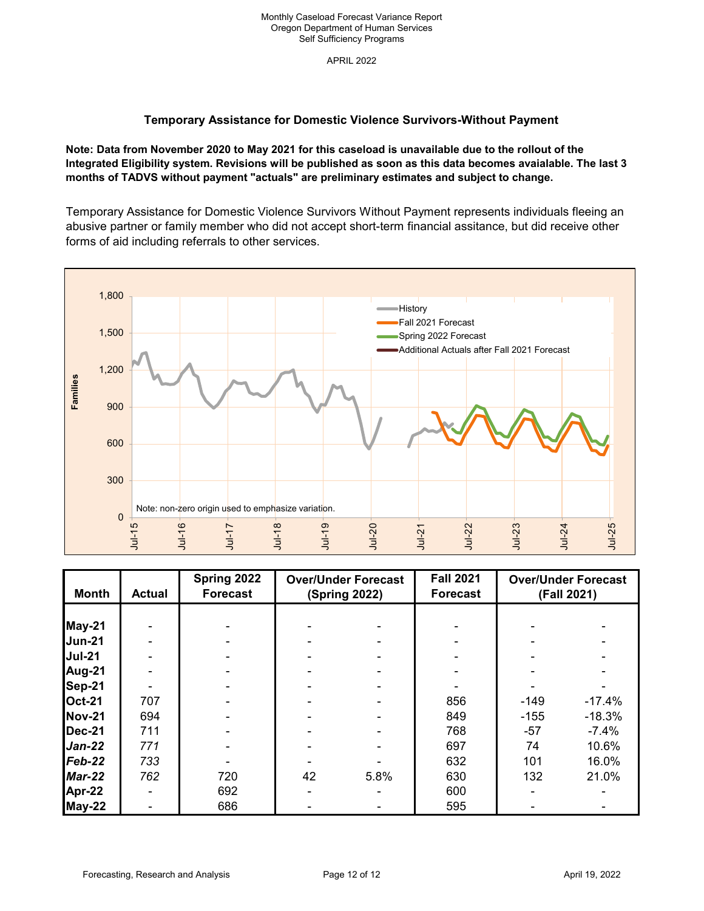Monthly Caseload Forecast Variance Report
Oregon Department of Human Services
Self Sufficiency Programs

APRIL 2022

## Temporary Assistance for Domestic Violence Survivors-Without Payment

**Note: Data from November 2020 to May 2021 for this caseload is unavailable due to the rollout of the Integrated Eligibility system. Revisions will be published as soon as this data becomes avaialable. The last 3 months of TADVS without payment "actuals" are preliminary estimates and subject to change.**

Temporary Assistance for Domestic Violence Survivors Without Payment represents individuals fleeing an abusive partner or family member who did not accept short-term financial assitance, but did receive other forms of aid including referrals to other services.

Families
1,800
1,500
1,200
900
600
300
0
Jul-15 Jul-16 Jul-17 Jul-18 Jul-19 Jul-20 Jul-21 Jul-22 Jul-23 Jul-24 Jul-25
History
Fall 2021 Forecast
Spring 2022 Forecast
Additional Actuals after Fall 2021 Forecast
Note: non-zero origin used to emphasize variation.

| Month | Actual | Spring 2022 Forecast | Over/Under Forecast (Spring 2022) | | Fall 2021 Forecast | Over/Under Forecast (Fall 2021) | |
|---|---|---|---|---|---|---|---|
| **May-21** | - | - | - | - | - | - | - |
| **Jun-21** | - | - | - | - | - | - | - |
| **Jul-21** | - | - | - | - | - | - | - |
| **Aug-21** | - | - | - | - | - | - | - |
| **Sep-21** | - | - | - | - | - | - | - |
| **Oct-21** | 707 | - | - | - | 856 | -149 | -17.4% |
| **Nov-21** | 694 | - | - | - | 849 | -155 | -18.3% |
| **Dec-21** | 711 | - | - | - | 768 | -57 | -7.4% |
| ***Jan-22*** | *771* | - | - | - | 697 | 74 | 10.6% |
| ***Feb-22*** | *733* | - | - | - | 632 | 101 | 16.0% |
| ***Mar-22*** | *762* | 720 | 42 | 5.8% | 630 | 132 | 21.0% |
| **Apr-22** | - | 692 | - | - | 600 | - | - |
| **May-22** | - | 686 | - | - | 595 | - | - |